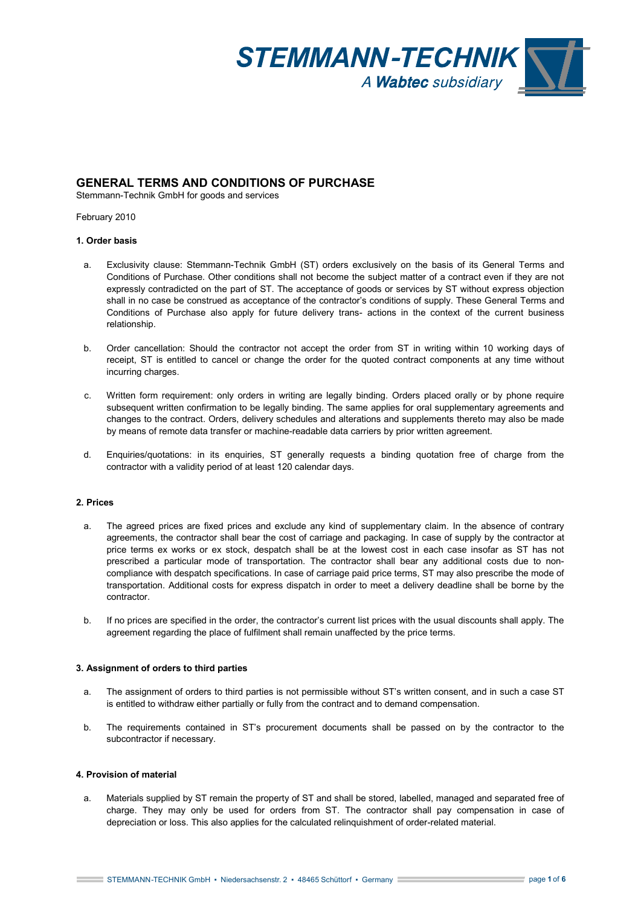# GENERAL TERMS AND CONDITIONS OF PURCHASE

Stemmann-Technik GmbH for goods and services

February 2010

### 1. Order basis

a. Exclusivity clause: Stemmann-Technik GmbH (ST) orders exclusively on the basis of its General Terms and Conditions of Purchase. Other conditions shall not become the subject matter of a contract even if they are not expressly contradicted on the part of ST. The acceptance of goods or services by ST without express objection shall in no case be construed as acceptance of the contractor's conditions of supply. These General Terms and Conditions of Purchase also apply for future delivery trans- actions in the context of the current business relationship.

b. Order cancellation: Should the contractor not accept the order from ST in writing within 10 working days of receipt, ST is entitled to cancel or change the order for the quoted contract components at any time without incurring charges.

c. Written form requirement: only orders in writing are legally binding. Orders placed orally or by phone require subsequent written confirmation to be legally binding. The same applies for oral supplementary agreements and changes to the contract. Orders, delivery schedules and alterations and supplements thereto may also be made by means of remote data transfer or machine-readable data carriers by prior written agreement.

d. Enquiries/quotations: in its enquiries, ST generally requests a binding quotation free of charge from the contractor with a validity period of at least 120 calendar days.

### 2. Prices

a. The agreed prices are fixed prices and exclude any kind of supplementary claim. In the absence of contrary agreements, the contractor shall bear the cost of carriage and packaging. In case of supply by the contractor at price terms ex works or ex stock, despatch shall be at the lowest cost in each case insofar as ST has not prescribed a particular mode of transportation. The contractor shall bear any additional costs due to non-compliance with despatch specifications. In case of carriage paid price terms, ST may also prescribe the mode of transportation. Additional costs for express dispatch in order to meet a delivery deadline shall be borne by the contractor.

b. If no prices are specified in the order, the contractor's current list prices with the usual discounts shall apply. The agreement regarding the place of fulfilment shall remain unaffected by the price terms.

### 3. Assignment of orders to third parties

a. The assignment of orders to third parties is not permissible without ST's written consent, and in such a case ST is entitled to withdraw either partially or fully from the contract and to demand compensation.

b. The requirements contained in ST's procurement documents shall be passed on by the contractor to the subcontractor if necessary.

### 4. Provision of material

a. Materials supplied by ST remain the property of ST and shall be stored, labelled, managed and separated free of charge. They may only be used for orders from ST. The contractor shall pay compensation in case of depreciation or loss. This also applies for the calculated relinquishment of order-related material.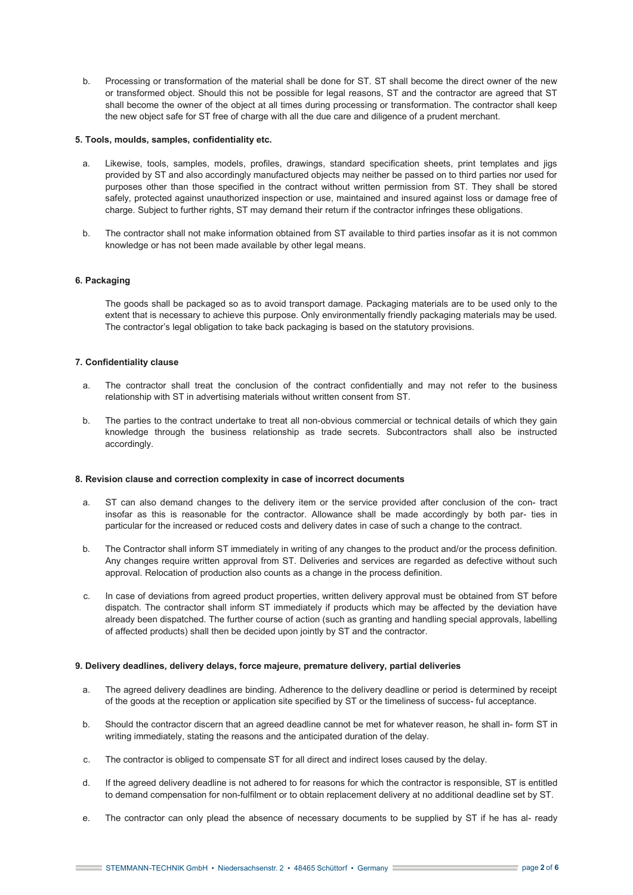b. Processing or transformation of the material shall be done for ST. ST shall become the direct owner of the new or transformed object. Should this not be possible for legal reasons, ST and the contractor are agreed that ST shall become the owner of the object at all times during processing or transformation. The contractor shall keep the new object safe for ST free of charge with all the due care and diligence of a prudent merchant.

#### 5. Tools, moulds, samples, confidentiality etc.

a. Likewise, tools, samples, models, profiles, drawings, standard specification sheets, print templates and jigs provided by ST and also accordingly manufactured objects may neither be passed on to third parties nor used for purposes other than those specified in the contract without written permission from ST. They shall be stored safely, protected against unauthorized inspection or use, maintained and insured against loss or damage free of charge. Subject to further rights, ST may demand their return if the contractor infringes these obligations.

b. The contractor shall not make information obtained from ST available to third parties insofar as it is not common knowledge or has not been made available by other legal means.

#### 6. Packaging

The goods shall be packaged so as to avoid transport damage. Packaging materials are to be used only to the extent that is necessary to achieve this purpose. Only environmentally friendly packaging materials may be used. The contractor's legal obligation to take back packaging is based on the statutory provisions.

#### 7. Confidentiality clause

a. The contractor shall treat the conclusion of the contract confidentially and may not refer to the business relationship with ST in advertising materials without written consent from ST.

b. The parties to the contract undertake to treat all non-obvious commercial or technical details of which they gain knowledge through the business relationship as trade secrets. Subcontractors shall also be instructed accordingly.

#### 8. Revision clause and correction complexity in case of incorrect documents

a. ST can also demand changes to the delivery item or the service provided after conclusion of the con- tract insofar as this is reasonable for the contractor. Allowance shall be made accordingly by both par- ties in particular for the increased or reduced costs and delivery dates in case of such a change to the contract.

b. The Contractor shall inform ST immediately in writing of any changes to the product and/or the process definition. Any changes require written approval from ST. Deliveries and services are regarded as defective without such approval. Relocation of production also counts as a change in the process definition.

c. In case of deviations from agreed product properties, written delivery approval must be obtained from ST before dispatch. The contractor shall inform ST immediately if products which may be affected by the deviation have already been dispatched. The further course of action (such as granting and handling special approvals, labelling of affected products) shall then be decided upon jointly by ST and the contractor.

#### 9. Delivery deadlines, delivery delays, force majeure, premature delivery, partial deliveries

a. The agreed delivery deadlines are binding. Adherence to the delivery deadline or period is determined by receipt of the goods at the reception or application site specified by ST or the timeliness of success- ful acceptance.

b. Should the contractor discern that an agreed deadline cannot be met for whatever reason, he shall in- form ST in writing immediately, stating the reasons and the anticipated duration of the delay.

c. The contractor is obliged to compensate ST for all direct and indirect loses caused by the delay.

d. If the agreed delivery deadline is not adhered to for reasons for which the contractor is responsible, ST is entitled to demand compensation for non-fulfilment or to obtain replacement delivery at no additional deadline set by ST.

e. The contractor can only plead the absence of necessary documents to be supplied by ST if he has al- ready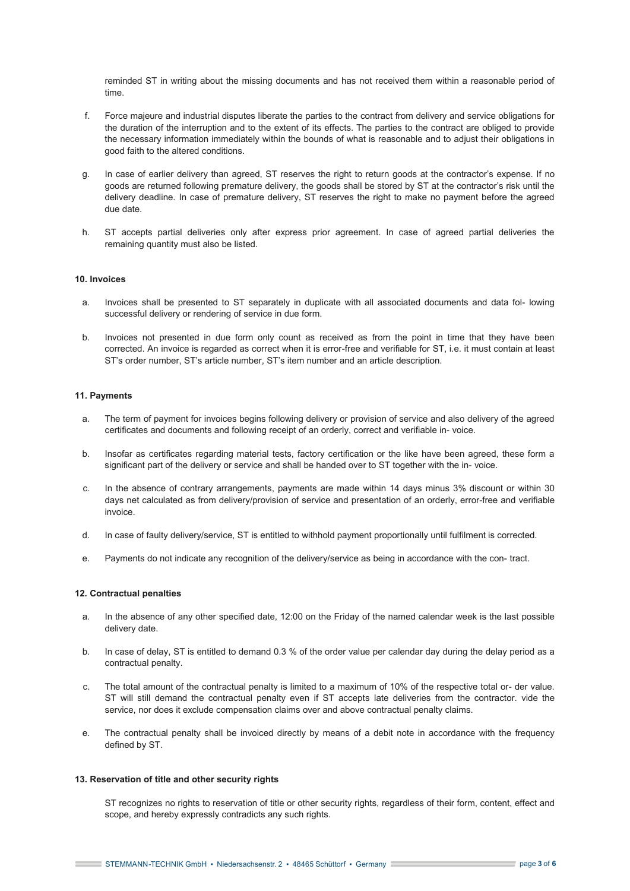reminded ST in writing about the missing documents and has not received them within a reasonable period of time.

f. Force majeure and industrial disputes liberate the parties to the contract from delivery and service obligations for the duration of the interruption and to the extent of its effects. The parties to the contract are obliged to provide the necessary information immediately within the bounds of what is reasonable and to adjust their obligations in good faith to the altered conditions.

g. In case of earlier delivery than agreed, ST reserves the right to return goods at the contractor's expense. If no goods are returned following premature delivery, the goods shall be stored by ST at the contractor's risk until the delivery deadline. In case of premature delivery, ST reserves the right to make no payment before the agreed due date.

h. ST accepts partial deliveries only after express prior agreement. In case of agreed partial deliveries the remaining quantity must also be listed.

#### 10. Invoices

a. Invoices shall be presented to ST separately in duplicate with all associated documents and data fol- lowing successful delivery or rendering of service in due form.

b. Invoices not presented in due form only count as received as from the point in time that they have been corrected. An invoice is regarded as correct when it is error-free and verifiable for ST, i.e. it must contain at least ST's order number, ST's article number, ST's item number and an article description.

#### 11. Payments

a. The term of payment for invoices begins following delivery or provision of service and also delivery of the agreed certificates and documents and following receipt of an orderly, correct and verifiable in- voice.

b. Insofar as certificates regarding material tests, factory certification or the like have been agreed, these form a significant part of the delivery or service and shall be handed over to ST together with the in- voice.

c. In the absence of contrary arrangements, payments are made within 14 days minus 3% discount or within 30 days net calculated as from delivery/provision of service and presentation of an orderly, error-free and verifiable invoice.

d. In case of faulty delivery/service, ST is entitled to withhold payment proportionally until fulfilment is corrected.

e. Payments do not indicate any recognition of the delivery/service as being in accordance with the con- tract.

#### 12. Contractual penalties

a. In the absence of any other specified date, 12:00 on the Friday of the named calendar week is the last possible delivery date.

b. In case of delay, ST is entitled to demand 0.3 % of the order value per calendar day during the delay period as a contractual penalty.

c. The total amount of the contractual penalty is limited to a maximum of 10% of the respective total or- der value. ST will still demand the contractual penalty even if ST accepts late deliveries from the contractor. vide the service, nor does it exclude compensation claims over and above contractual penalty claims.

e. The contractual penalty shall be invoiced directly by means of a debit note in accordance with the frequency defined by ST.

#### 13. Reservation of title and other security rights

ST recognizes no rights to reservation of title or other security rights, regardless of their form, content, effect and scope, and hereby expressly contradicts any such rights.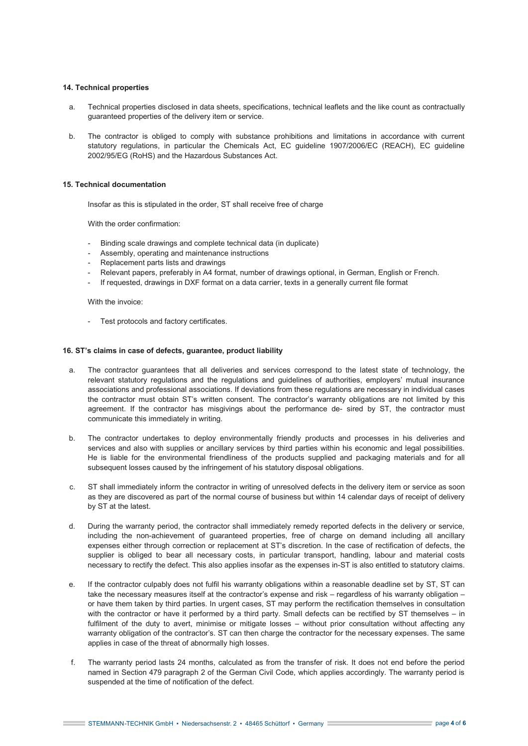### 14. Technical properties

a. Technical properties disclosed in data sheets, specifications, technical leaflets and the like count as contractually guaranteed properties of the delivery item or service.

b. The contractor is obliged to comply with substance prohibitions and limitations in accordance with current statutory regulations, in particular the Chemicals Act, EC guideline 1907/2006/EC (REACH), EC guideline 2002/95/EG (RoHS) and the Hazardous Substances Act.

### 15. Technical documentation

Insofar as this is stipulated in the order, ST shall receive free of charge

With the order confirmation:

- Binding scale drawings and complete technical data (in duplicate)
- Assembly, operating and maintenance instructions
- Replacement parts lists and drawings
- Relevant papers, preferably in A4 format, number of drawings optional, in German, English or French.
- If requested, drawings in DXF format on a data carrier, texts in a generally current file format

With the invoice:

- Test protocols and factory certificates.

### 16. ST's claims in case of defects, guarantee, product liability

a. The contractor guarantees that all deliveries and services correspond to the latest state of technology, the relevant statutory regulations and the regulations and guidelines of authorities, employers' mutual insurance associations and professional associations. If deviations from these regulations are necessary in individual cases the contractor must obtain ST's written consent. The contractor's warranty obligations are not limited by this agreement. If the contractor has misgivings about the performance de- sired by ST, the contractor must communicate this immediately in writing.

b. The contractor undertakes to deploy environmentally friendly products and processes in his deliveries and services and also with supplies or ancillary services by third parties within his economic and legal possibilities. He is liable for the environmental friendliness of the products supplied and packaging materials and for all subsequent losses caused by the infringement of his statutory disposal obligations.

c. ST shall immediately inform the contractor in writing of unresolved defects in the delivery item or service as soon as they are discovered as part of the normal course of business but within 14 calendar days of receipt of delivery by ST at the latest.

d. During the warranty period, the contractor shall immediately remedy reported defects in the delivery or service, including the non-achievement of guaranteed properties, free of charge on demand including all ancillary expenses either through correction or replacement at ST's discretion. In the case of rectification of defects, the supplier is obliged to bear all necessary costs, in particular transport, handling, labour and material costs necessary to rectify the defect. This also applies insofar as the expenses in-ST is also entitled to statutory claims.

e. If the contractor culpably does not fulfil his warranty obligations within a reasonable deadline set by ST, ST can take the necessary measures itself at the contractor's expense and risk – regardless of his warranty obligation – or have them taken by third parties. In urgent cases, ST may perform the rectification themselves in consultation with the contractor or have it performed by a third party. Small defects can be rectified by ST themselves – in fulfilment of the duty to avert, minimise or mitigate losses – without prior consultation without affecting any warranty obligation of the contractor's. ST can then charge the contractor for the necessary expenses. The same applies in case of the threat of abnormally high losses.

f. The warranty period lasts 24 months, calculated as from the transfer of risk. It does not end before the period named in Section 479 paragraph 2 of the German Civil Code, which applies accordingly. The warranty period is suspended at the time of notification of the defect.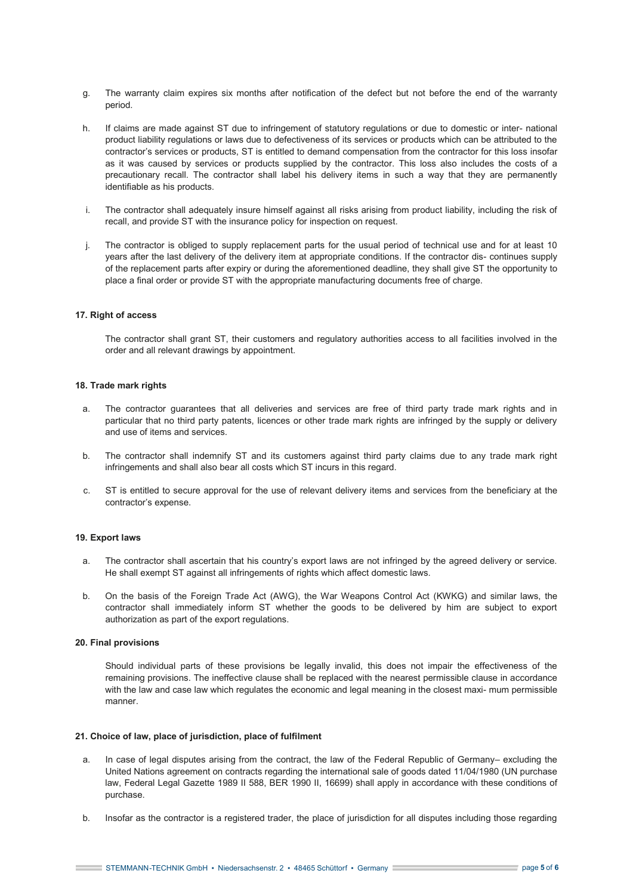g. The warranty claim expires six months after notification of the defect but not before the end of the warranty period.

h. If claims are made against ST due to infringement of statutory regulations or due to domestic or inter- national product liability regulations or laws due to defectiveness of its services or products which can be attributed to the contractor's services or products, ST is entitled to demand compensation from the contractor for this loss insofar as it was caused by services or products supplied by the contractor. This loss also includes the costs of a precautionary recall. The contractor shall label his delivery items in such a way that they are permanently identifiable as his products.

i. The contractor shall adequately insure himself against all risks arising from product liability, including the risk of recall, and provide ST with the insurance policy for inspection on request.

j. The contractor is obliged to supply replacement parts for the usual period of technical use and for at least 10 years after the last delivery of the delivery item at appropriate conditions. If the contractor dis- continues supply of the replacement parts after expiry or during the aforementioned deadline, they shall give ST the opportunity to place a final order or provide ST with the appropriate manufacturing documents free of charge.

**17. Right of access**

The contractor shall grant ST, their customers and regulatory authorities access to all facilities involved in the order and all relevant drawings by appointment.

**18. Trade mark rights**

a. The contractor guarantees that all deliveries and services are free of third party trade mark rights and in particular that no third party patents, licences or other trade mark rights are infringed by the supply or delivery and use of items and services.

b. The contractor shall indemnify ST and its customers against third party claims due to any trade mark right infringements and shall also bear all costs which ST incurs in this regard.

c. ST is entitled to secure approval for the use of relevant delivery items and services from the beneficiary at the contractor's expense.

**19. Export laws**

a. The contractor shall ascertain that his country's export laws are not infringed by the agreed delivery or service. He shall exempt ST against all infringements of rights which affect domestic laws.

b. On the basis of the Foreign Trade Act (AWG), the War Weapons Control Act (KWKG) and similar laws, the contractor shall immediately inform ST whether the goods to be delivered by him are subject to export authorization as part of the export regulations.

**20. Final provisions**

Should individual parts of these provisions be legally invalid, this does not impair the effectiveness of the remaining provisions. The ineffective clause shall be replaced with the nearest permissible clause in accordance with the law and case law which regulates the economic and legal meaning in the closest maxi- mum permissible manner.

**21. Choice of law, place of jurisdiction, place of fulfilment**

a. In case of legal disputes arising from the contract, the law of the Federal Republic of Germany– excluding the United Nations agreement on contracts regarding the international sale of goods dated 11/04/1980 (UN purchase law, Federal Legal Gazette 1989 II 588, BER 1990 II, 16699) shall apply in accordance with these conditions of purchase.

b. Insofar as the contractor is a registered trader, the place of jurisdiction for all disputes including those regarding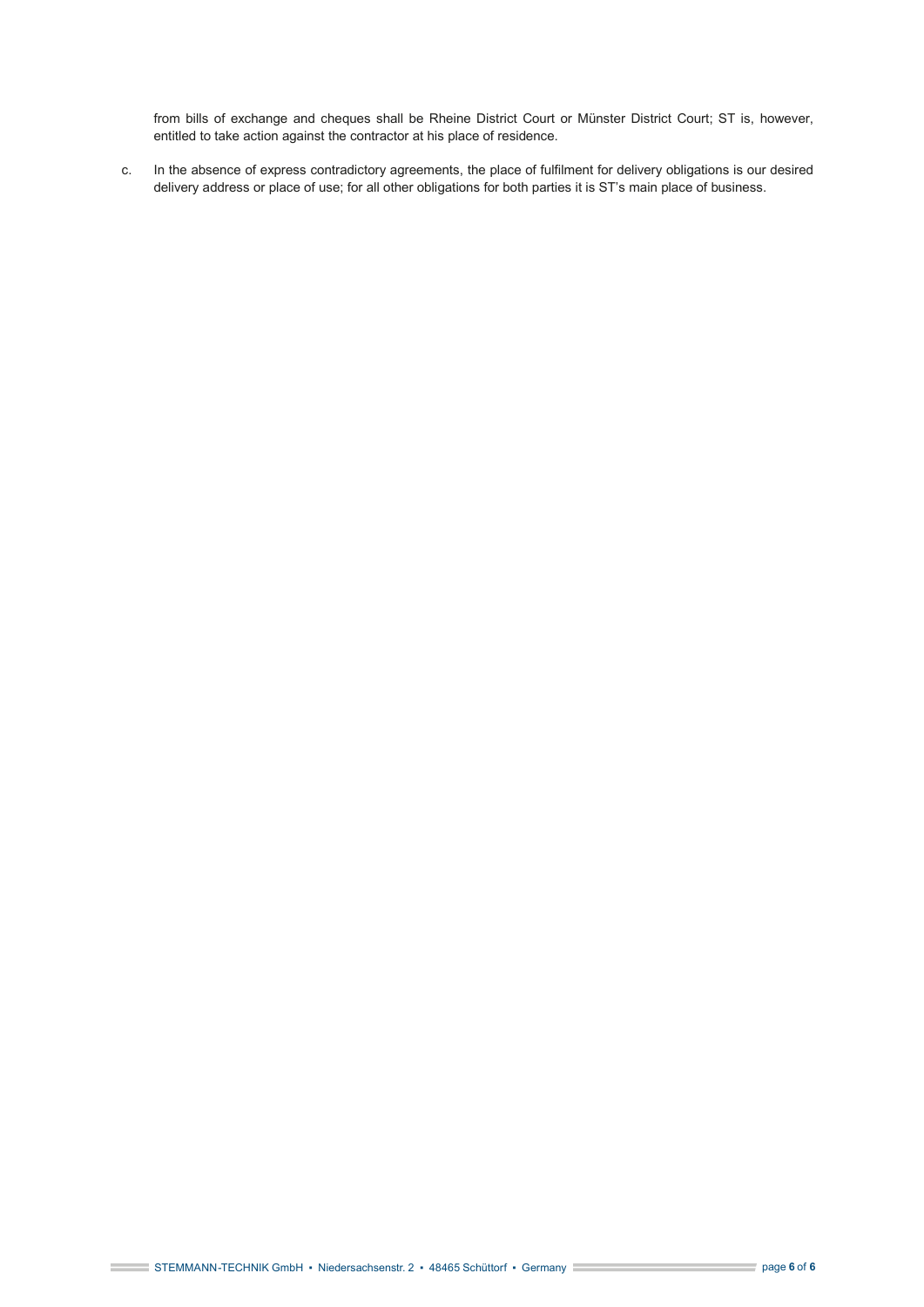from bills of exchange and cheques shall be Rheine District Court or Münster District Court; ST is, however, entitled to take action against the contractor at his place of residence.

c. In the absence of express contradictory agreements, the place of fulfilment for delivery obligations is our desired delivery address or place of use; for all other obligations for both parties it is ST's main place of business.